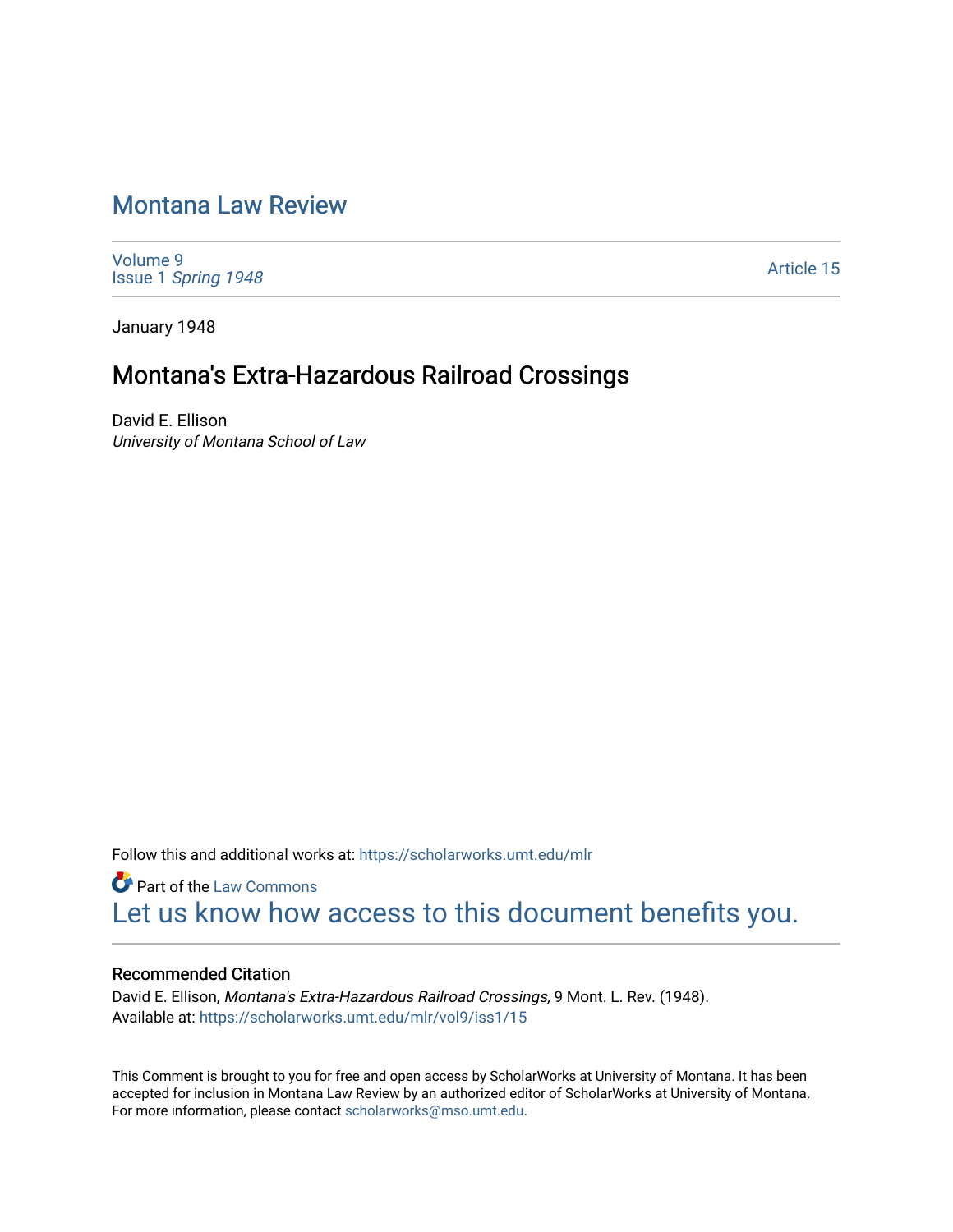# Montana Law Review

Volume 9
Issue 1 *Spring 1948*

Article 15

January 1948

## Montana's Extra-Hazardous Railroad Crossings

David E. Ellison
*University of Montana School of Law*

Follow this and additional works at: https://scholarworks.umt.edu/mlr

Part of the Law Commons
Let us know how access to this document benefits you.

### Recommended Citation

David E. Ellison, *Montana's Extra-Hazardous Railroad Crossings,* 9 Mont. L. Rev. (1948).
Available at: https://scholarworks.umt.edu/mlr/vol9/iss1/15

This Comment is brought to you for free and open access by ScholarWorks at University of Montana. It has been accepted for inclusion in Montana Law Review by an authorized editor of ScholarWorks at University of Montana. For more information, please contact scholarworks@mso.umt.edu.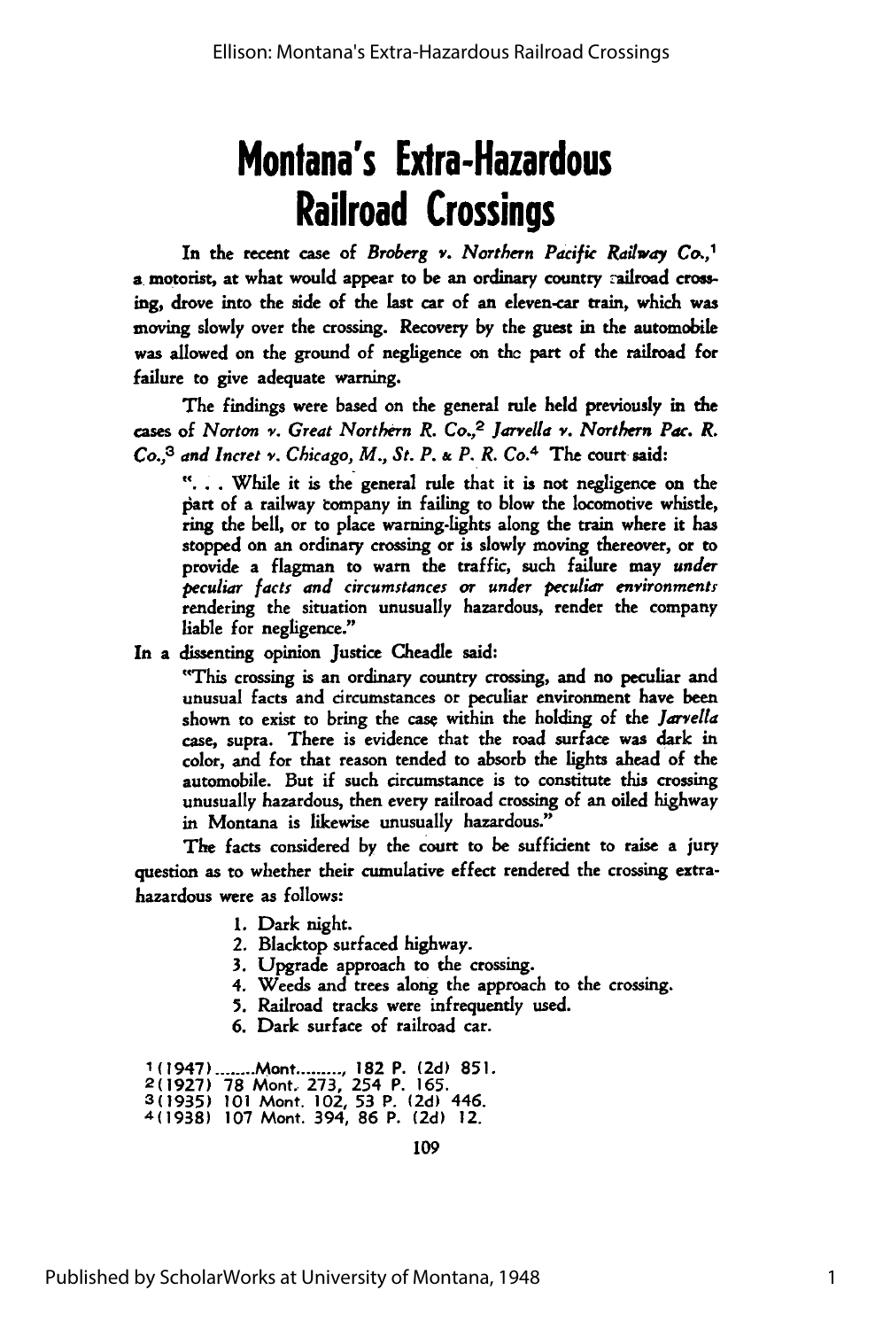# Montana's Extra-Hazardous Railroad Crossings

In the recent case of *Broberg v. Northern Pacific Railway Co.*,[1] a motorist, at what would appear to be an ordinary country railroad crossing, drove into the side of the last car of an eleven-car train, which was moving slowly over the crossing. Recovery by the guest in the automobile was allowed on the ground of negligence on the part of the railroad for failure to give adequate warning.

The findings were based on the general rule held previously in the cases of *Norton v. Great Northern R. Co.*,[2] *Jarvella v. Northern Pac. R. Co.*,[3] *and Incret v. Chicago, M., St. P. & P. R. Co.*[4] The court said:

> ". . . While it is the general rule that it is not negligence on the part of a railway company in failing to blow the locomotive whistle, ring the bell, or to place warning-lights along the train where it has stopped on an ordinary crossing or is slowly moving thereover, or to provide a flagman to warn the traffic, such failure may *under peculiar facts and circumstances or under peculiar environments* rendering the situation unusually hazardous, render the company liable for negligence."

In a dissenting opinion Justice Cheadle said:

> "This crossing is an ordinary country crossing, and no peculiar and unusual facts and circumstances or peculiar environment have been shown to exist to bring the case within the holding of the *Jarvella* case, supra. There is evidence that the road surface was dark in color, and for that reason tended to absorb the lights ahead of the automobile. But if such circumstance is to constitute this crossing unusually hazardous, then every railroad crossing of an oiled highway in Montana is likewise unusually hazardous."

The facts considered by the court to be sufficient to raise a jury question as to whether their cumulative effect rendered the crossing extra-hazardous were as follows:

1. Dark night.
2. Blacktop surfaced highway.
3. Upgrade approach to the crossing.
4. Weeds and trees along the approach to the crossing.
5. Railroad tracks were infrequently used.
6. Dark surface of railroad car.

[1] (1947) ........Mont........., 182 P. (2d) 851.
[2] (1927) 78 Mont. 273, 254 P. 165.
[3] (1935) 101 Mont. 102, 53 P. (2d) 446.
[4] (1938) 107 Mont. 394, 86 P. (2d) 12.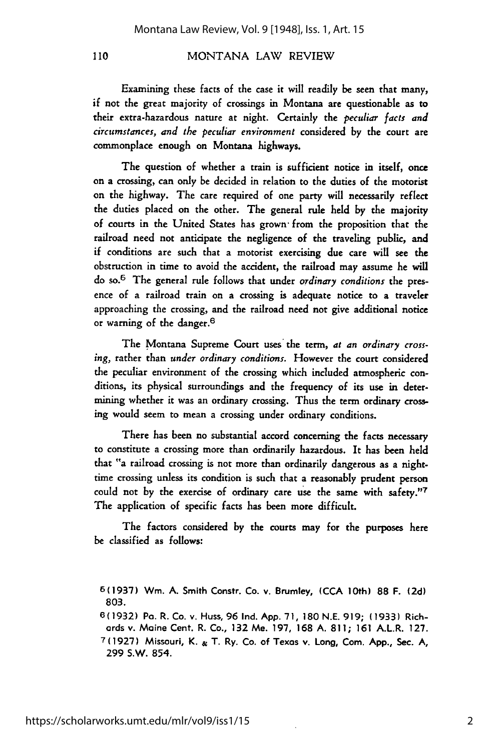Examining these facts of the case it will readily be seen that many, if not the great majority of crossings in Montana are questionable as to their extra-hazardous nature at night. Certainly the *peculiar facts and circumstances, and the peculiar environment* considered by the court are commonplace enough on Montana highways.

The question of whether a train is sufficient notice in itself, once on a crossing, can only be decided in relation to the duties of the motorist on the highway. The care required of one party will necessarily reflect the duties placed on the other. The general rule held by the majority of courts in the United States has grown from the proposition that the railroad need not anticipate the negligence of the traveling public, and if conditions are such that a motorist exercising due care will see the obstruction in time to avoid the accident, the railroad may assume he will do so.[5] The general rule follows that under *ordinary conditions* the presence of a railroad train on a crossing is adequate notice to a traveler approaching the crossing, and the railroad need not give additional notice or warning of the danger.[6]

The Montana Supreme Court uses the term, *at an ordinary crossing,* rather than *under ordinary conditions.* However the court considered the peculiar environment of the crossing which included atmospheric conditions, its physical surroundings and the frequency of its use in determining whether it was an ordinary crossing. Thus the term ordinary crossing would seem to mean a crossing under ordinary conditions.

There has been no substantial accord concerning the facts necessary to constitute a crossing more than ordinarily hazardous. It has been held that "a railroad crossing is not more than ordinarily dangerous as a nighttime crossing unless its condition is such that a reasonably prudent person could not by the exercise of ordinary care use the same with safety."[7] The application of specific facts has been more difficult.

The factors considered by the courts may for the purposes here be classified as follows:

---

[5](1937) Wm. A. Smith Constr. Co. v. Brumley, (CCA 10th) 88 F. (2d) 803.

[6](1932) Pa. R. Co. v. Huss, 96 Ind. App. 71, 180 N.E. 919; (1933) Richards v. Maine Cent. R. Co., 132 Me. 197, 168 A. 811; 161 A.L.R. 127.

[7](1927) Missouri, K. & T. Ry. Co. of Texas v. Long, Com. App., Sec. A, 299 S.W. 854.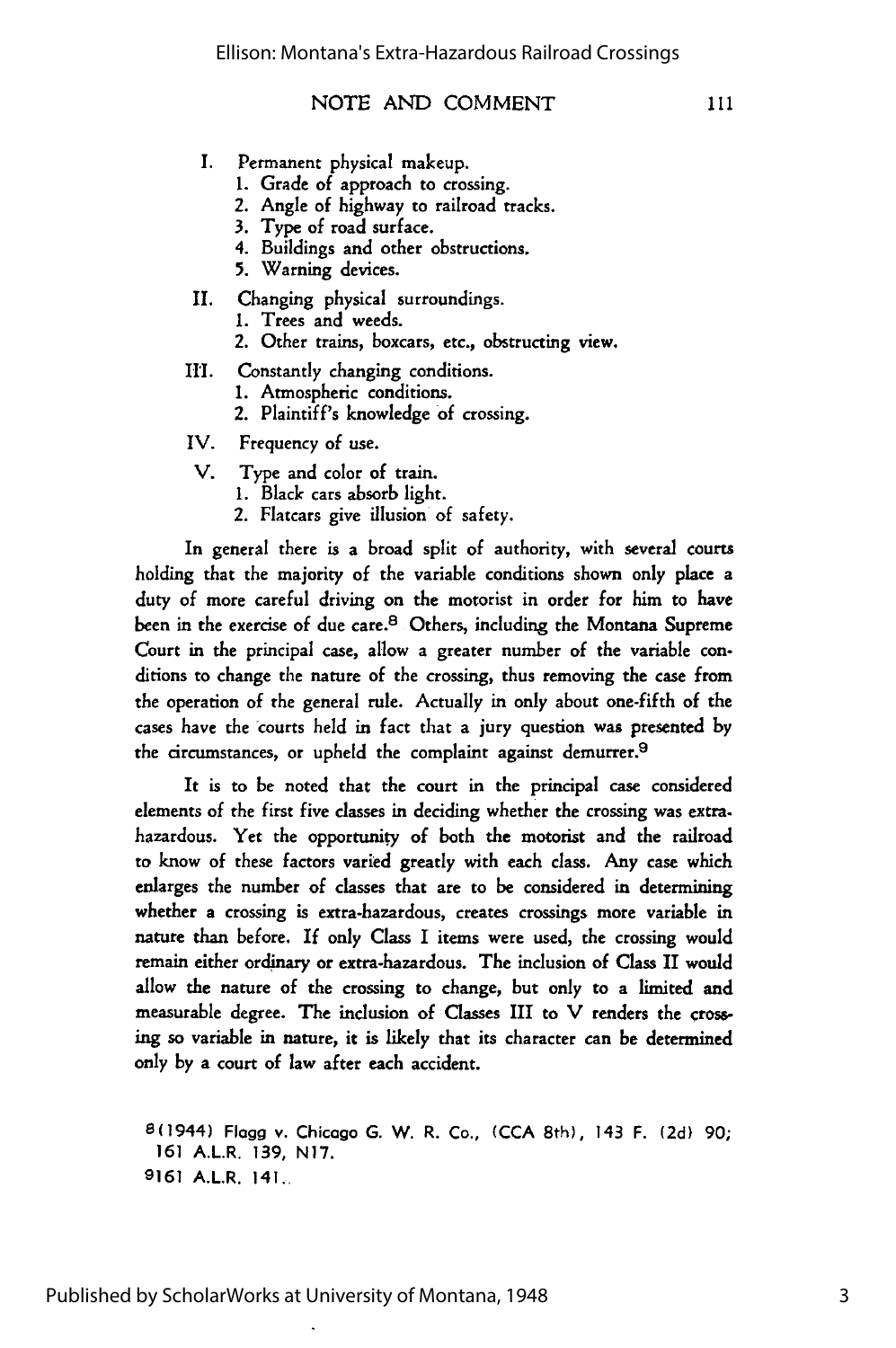I. Permanent physical makeup.
   1. Grade of approach to crossing.
   2. Angle of highway to railroad tracks.
   3. Type of road surface.
   4. Buildings and other obstructions.
   5. Warning devices.

II. Changing physical surroundings.
   1. Trees and weeds.
   2. Other trains, boxcars, etc., obstructing view.

III. Constantly changing conditions.
   1. Atmospheric conditions.
   2. Plaintiff's knowledge of crossing.

IV. Frequency of use.

V. Type and color of train.
   1. Black cars absorb light.
   2. Flatcars give illusion of safety.

In general there is a broad split of authority, with several courts holding that the majority of the variable conditions shown only place a duty of more careful driving on the motorist in order for him to have been in the exercise of due care.[8] Others, including the Montana Supreme Court in the principal case, allow a greater number of the variable conditions to change the nature of the crossing, thus removing the case from the operation of the general rule. Actually in only about one-fifth of the cases have the courts held in fact that a jury question was presented by the circumstances, or upheld the complaint against demurrer.[9]

It is to be noted that the court in the principal case considered elements of the first five classes in deciding whether the crossing was extra-hazardous. Yet the opportunity of both the motorist and the railroad to know of these factors varied greatly with each class. Any case which enlarges the number of classes that are to be considered in determining whether a crossing is extra-hazardous, creates crossings more variable in nature than before. If only Class I items were used, the crossing would remain either ordinary or extra-hazardous. The inclusion of Class II would allow the nature of the crossing to change, but only to a limited and measurable degree. The inclusion of Classes III to V renders the crossing so variable in nature, it is likely that its character can be determined only by a court of law after each accident.

---

[8] (1944) Flagg v. Chicago G. W. R. Co., (CCA 8th), 143 F. (2d) 90; 161 A.L.R. 139, N17.

[9] 161 A.L.R. 141.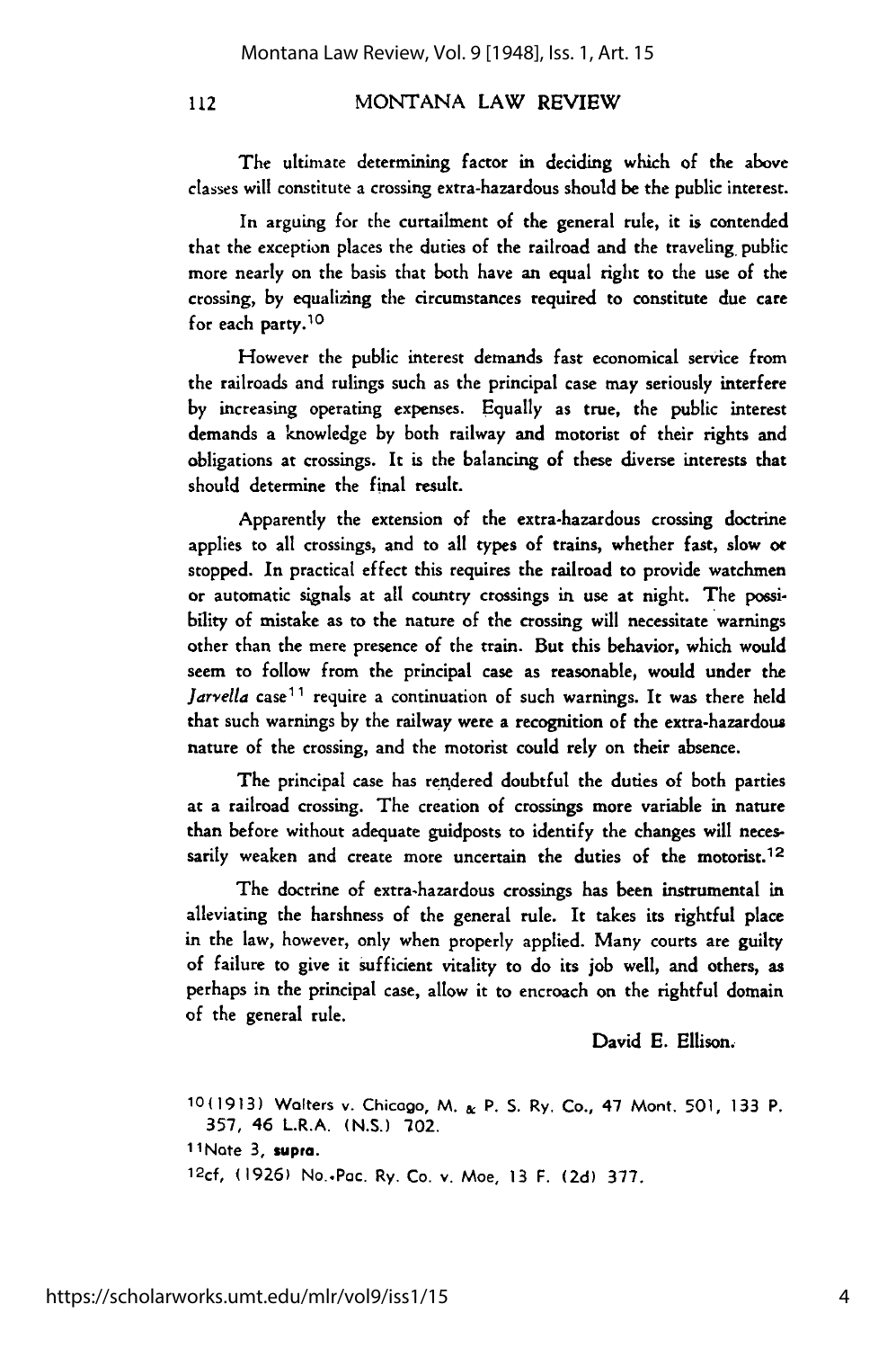The ultimate determining factor in deciding which of the above classes will constitute a crossing extra-hazardous should be the public interest.

In arguing for the curtailment of the general rule, it is contended that the exception places the duties of the railroad and the traveling public more nearly on the basis that both have an equal right to the use of the crossing, by equalizing the circumstances required to constitute due care for each party.[10]

However the public interest demands fast economical service from the railroads and rulings such as the principal case may seriously interfere by increasing operating expenses. Equally as true, the public interest demands a knowledge by both railway and motorist of their rights and obligations at crossings. It is the balancing of these diverse interests that should determine the final result.

Apparently the extension of the extra-hazardous crossing doctrine applies to all crossings, and to all types of trains, whether fast, slow or stopped. In practical effect this requires the railroad to provide watchmen or automatic signals at all country crossings in use at night. The possibility of mistake as to the nature of the crossing will necessitate warnings other than the mere presence of the train. But this behavior, which would seem to follow from the principal case as reasonable, would under the *Jarvella* case[11] require a continuation of such warnings. It was there held that such warnings by the railway were a recognition of the extra-hazardous nature of the crossing, and the motorist could rely on their absence.

The principal case has rendered doubtful the duties of both parties at a railroad crossing. The creation of crossings more variable in nature than before without adequate guidposts to identify the changes will necessarily weaken and create more uncertain the duties of the motorist.[12]

The doctrine of extra-hazardous crossings has been instrumental in alleviating the harshness of the general rule. It takes its rightful place in the law, however, only when properly applied. Many courts are guilty of failure to give it sufficient vitality to do its job well, and others, as perhaps in the principal case, allow it to encroach on the rightful domain of the general rule.

David E. Ellison.

---

[10] (1913) Walters v. Chicago, M. & P. S. Ry. Co., 47 Mont. 501, 133 P. 357, 46 L.R.A. (N.S.) 702.

[11] Note 3, **supra.**

[12] cf, (1926) No.-Pac. Ry. Co. v. Moe, 13 F. (2d) 377.